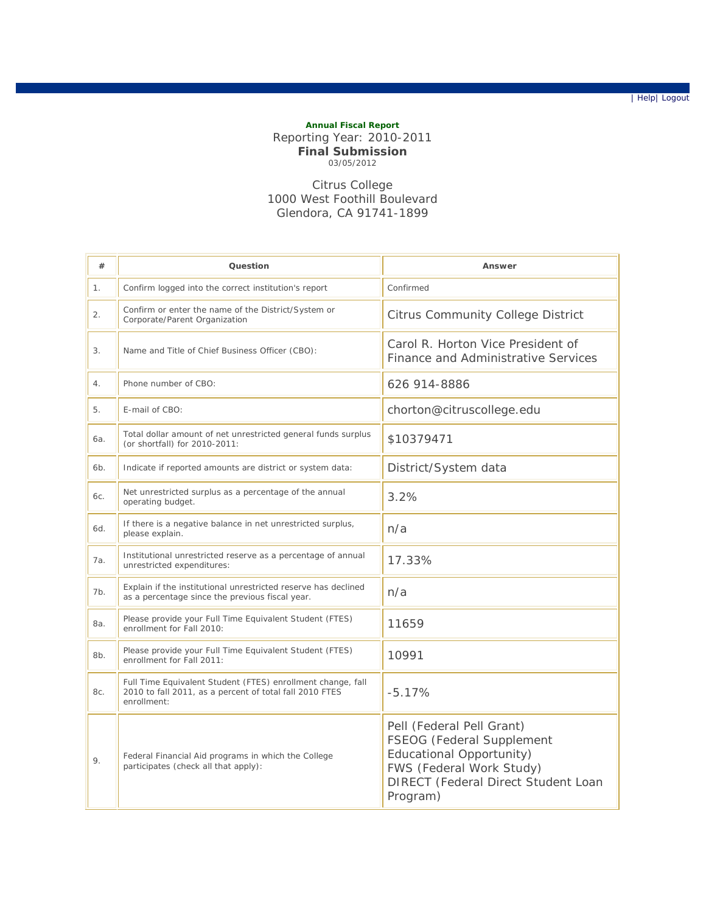| Help| Logout

**Annual Fiscal Report**

Reporting Year: 2010-2011

**Final Submission**

03/05/2012

Citrus College
1000 West Foothill Boulevard
Glendora, CA 91741-1899

| # | Question | Answer |
|---|---|---|
| 1. | Confirm logged into the correct institution's report | Confirmed |
| 2. | Confirm or enter the name of the District/System or Corporate/Parent Organization | Citrus Community College District |
| 3. | Name and Title of Chief Business Officer (CBO): | Carol R. Horton Vice President of Finance and Administrative Services |
| 4. | Phone number of CBO: | 626 914-8886 |
| 5. | E-mail of CBO: | chorton@citruscollege.edu |
| 6a. | Total dollar amount of net unrestricted general funds surplus (or shortfall) for 2010-2011: | $10379471 |
| 6b. | Indicate if reported amounts are district or system data: | District/System data |
| 6c. | Net unrestricted surplus as a percentage of the annual operating budget. | 3.2% |
| 6d. | If there is a negative balance in net unrestricted surplus, please explain. | n/a |
| 7a. | Institutional unrestricted reserve as a percentage of annual unrestricted expenditures: | 17.33% |
| 7b. | Explain if the institutional unrestricted reserve has declined as a percentage since the previous fiscal year. | n/a |
| 8a. | Please provide your Full Time Equivalent Student (FTES) enrollment for Fall 2010: | 11659 |
| 8b. | Please provide your Full Time Equivalent Student (FTES) enrollment for Fall 2011: | 10991 |
| 8c. | Full Time Equivalent Student (FTES) enrollment change, fall 2010 to fall 2011, as a percent of total fall 2010 FTES enrollment: | -5.17% |
| 9. | Federal Financial Aid programs in which the College participates (check all that apply): | Pell (Federal Pell Grant)<br>FSEOG (Federal Supplement Educational Opportunity)<br>FWS (Federal Work Study)<br>DIRECT (Federal Direct Student Loan Program) |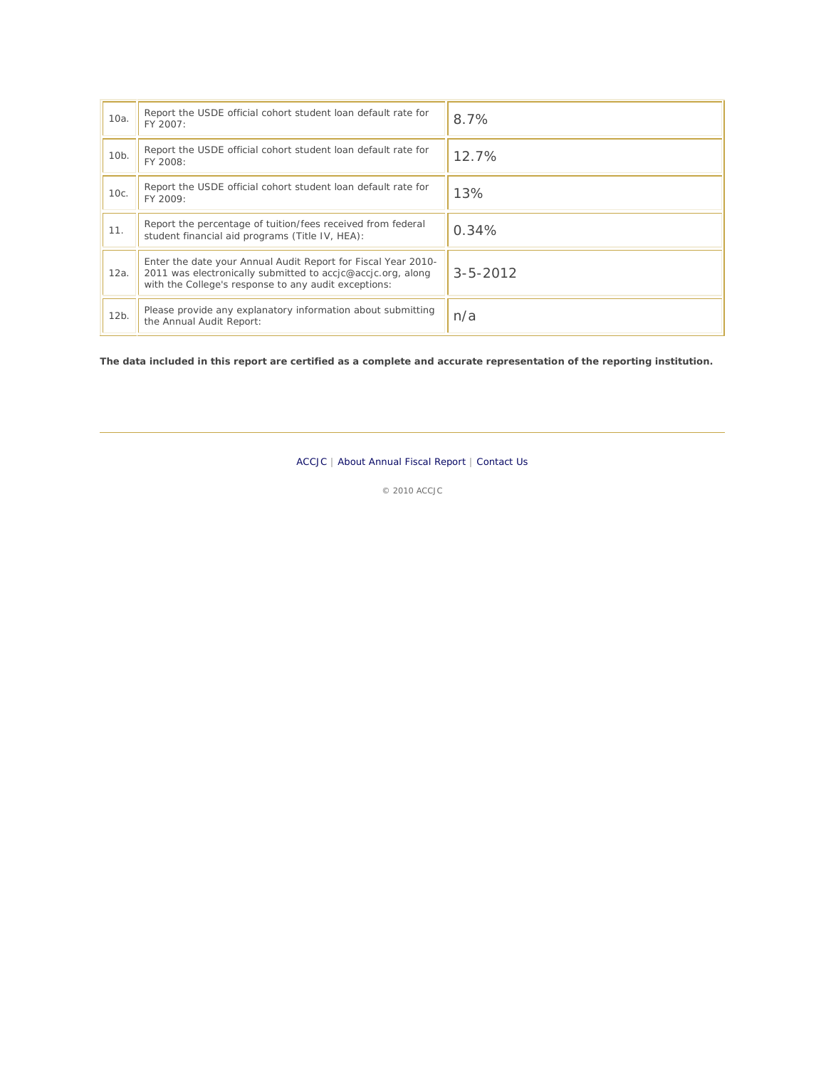| | | |
|---|---|---|
| 10a. | Report the USDE official cohort student loan default rate for FY 2007: | 8.7% |
| 10b. | Report the USDE official cohort student loan default rate for FY 2008: | 12.7% |
| 10c. | Report the USDE official cohort student loan default rate for FY 2009: | 13% |
| 11. | Report the percentage of tuition/fees received from federal student financial aid programs (Title IV, HEA): | 0.34% |
| 12a. | Enter the date your Annual Audit Report for Fiscal Year 2010-2011 was electronically submitted to accjc@accjc.org, along with the College's response to any audit exceptions: | 3-5-2012 |
| 12b. | Please provide any explanatory information about submitting the Annual Audit Report: | n/a |

**The data included in this report are certified as a complete and accurate representation of the reporting institution.**

---

ACCJC | About Annual Fiscal Report | Contact Us

© 2010 ACCJC